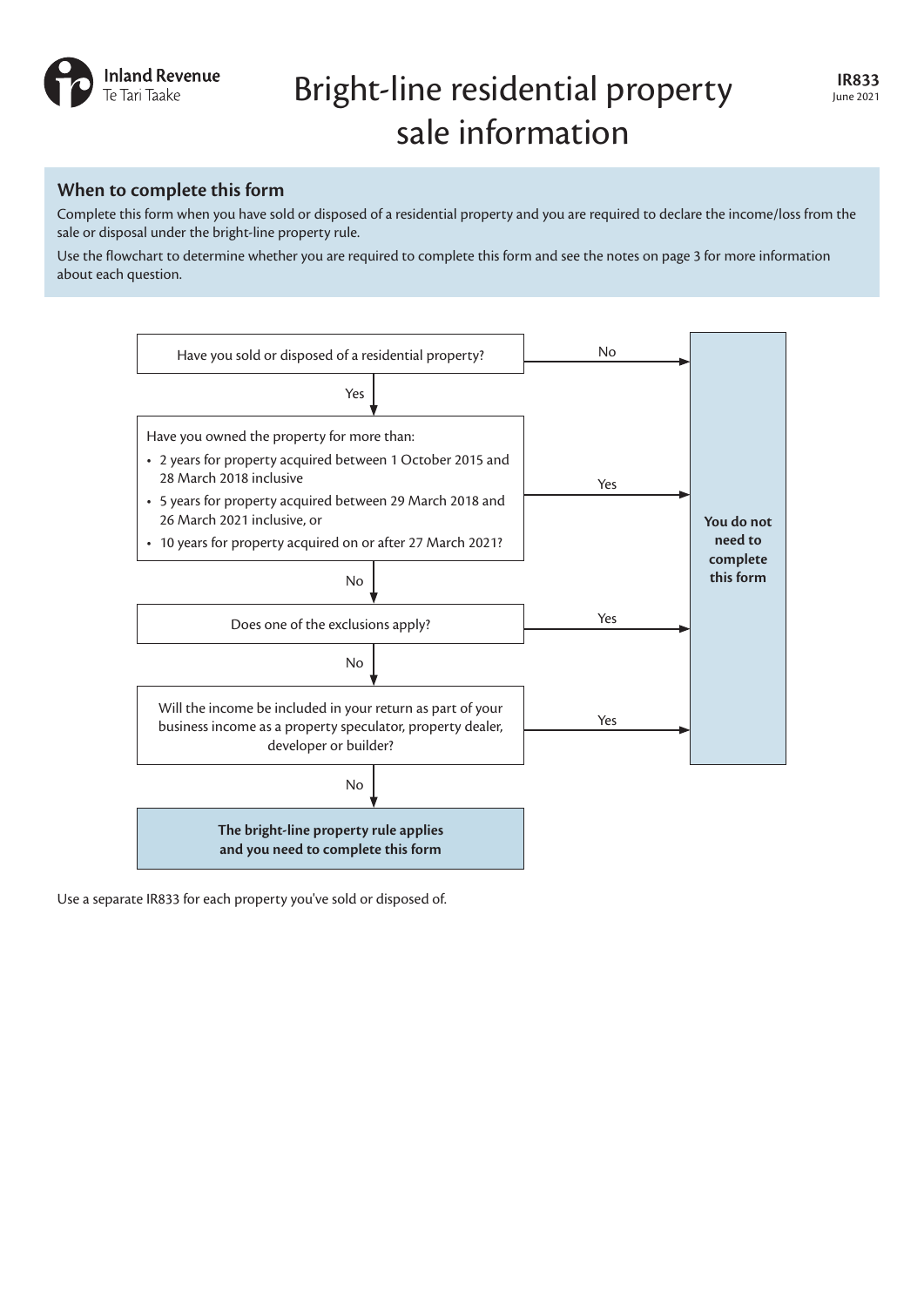Inland Revenue
Te Tari Taake

# Bright-line residential property sale information

**IR833**
June 2021

## When to complete this form

Complete this form when you have sold or disposed of a residential property and you are required to declare the income/loss from the sale or disposal under the bright-line property rule.

Use the flowchart to determine whether you are required to complete this form and see the notes on page 3 for more information about each question.

Have you sold or disposed of a residential property?

- No → **You do not need to complete this form**
- Yes ↓

Have you owned the property for more than:

- 2 years for property acquired between 1 October 2015 and 28 March 2018 inclusive
- 5 years for property acquired between 29 March 2018 and 26 March 2021 inclusive, or
- 10 years for property acquired on or after 27 March 2021?

- Yes → **You do not need to complete this form**
- No ↓

Does one of the exclusions apply?

- Yes → **You do not need to complete this form**
- No ↓

Will the income be included in your return as part of your business income as a property speculator, property dealer, developer or builder?

- Yes → **You do not need to complete this form**
- No ↓

**The bright-line property rule applies and you need to complete this form**

Use a separate IR833 for each property you've sold or disposed of.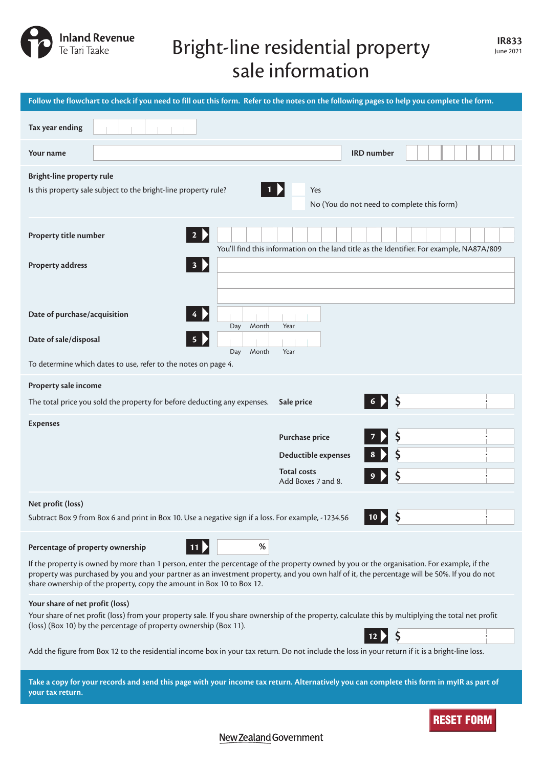Inland Revenue
Te Tari Taake

# Bright-line residential property sale information

**IR833**
June 2021

**Follow the flowchart to check if you need to fill out this form. Refer to the notes on the following pages to help you complete the form.**

**Tax year ending**

**Your name** **IRD number**

**Bright-line property rule**

Is this property sale subject to the bright-line property rule? **1**

- Yes
- No (You do not need to complete this form)

**Property title number** **2**

You'll find this information on the land title as the Identifier. For example, NA87A/809

**Property address** **3**

**Date of purchase/acquisition** **4** Day Month Year

**Date of sale/disposal** **5** Day Month Year

To determine which dates to use, refer to the notes on page 4.

**Property sale income**

The total price you sold the property for before deducting any expenses. **Sale price** **6** $

**Expenses**

**Purchase price** **7** $

**Deductible expenses** **8** $

**Total costs**
Add Boxes 7 and 8. **9** $

**Net profit (loss)**

Subtract Box 9 from Box 6 and print in Box 10. Use a negative sign if a loss. For example, -1234.56 **10** $

**Percentage of property ownership** **11** %

If the property is owned by more than 1 person, enter the percentage of the property owned by you or the organisation. For example, if the property was purchased by you and your partner as an investment property, and you own half of it, the percentage will be 50%. If you do not share ownership of the property, copy the amount in Box 10 to Box 12.

**Your share of net profit (loss)**

Your share of net profit (loss) from your property sale. If you share ownership of the property, calculate this by multiplying the total net profit (loss) (Box 10) by the percentage of property ownership (Box 11).

**12** $

Add the figure from Box 12 to the residential income box in your tax return. Do not include the loss in your return if it is a bright-line loss.

**Take a copy for your records and send this page with your income tax return. Alternatively you can complete this form in myIR as part of your tax return.**

RESET FORM

New Zealand Government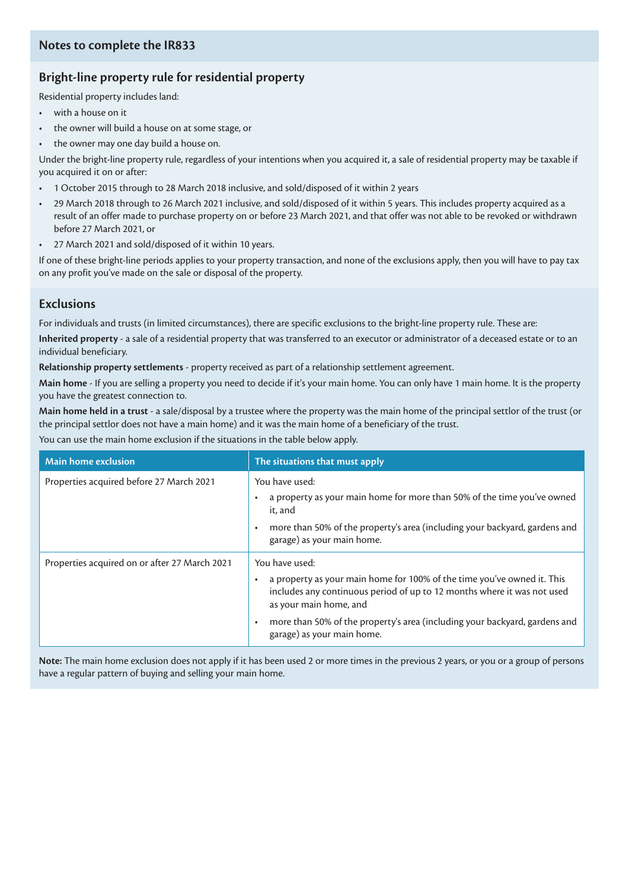## Notes to complete the IR833

### Bright-line property rule for residential property

Residential property includes land:

- with a house on it
- the owner will build a house on at some stage, or
- the owner may one day build a house on.

Under the bright-line property rule, regardless of your intentions when you acquired it, a sale of residential property may be taxable if you acquired it on or after:

- 1 October 2015 through to 28 March 2018 inclusive, and sold/disposed of it within 2 years
- 29 March 2018 through to 26 March 2021 inclusive, and sold/disposed of it within 5 years. This includes property acquired as a result of an offer made to purchase property on or before 23 March 2021, and that offer was not able to be revoked or withdrawn before 27 March 2021, or
- 27 March 2021 and sold/disposed of it within 10 years.

If one of these bright-line periods applies to your property transaction, and none of the exclusions apply, then you will have to pay tax on any profit you've made on the sale or disposal of the property.

### Exclusions

For individuals and trusts (in limited circumstances), there are specific exclusions to the bright-line property rule. These are:

**Inherited property** - a sale of a residential property that was transferred to an executor or administrator of a deceased estate or to an individual beneficiary.

**Relationship property settlements** - property received as part of a relationship settlement agreement.

**Main home** - If you are selling a property you need to decide if it's your main home. You can only have 1 main home. It is the property you have the greatest connection to.

**Main home held in a trust** - a sale/disposal by a trustee where the property was the main home of the principal settlor of the trust (or the principal settlor does not have a main home) and it was the main home of a beneficiary of the trust.

You can use the main home exclusion if the situations in the table below apply.

| Main home exclusion | The situations that must apply |
|---|---|
| Properties acquired before 27 March 2021 | You have used:<br>• a property as your main home for more than 50% of the time you've owned it, and<br>• more than 50% of the property's area (including your backyard, gardens and garage) as your main home. |
| Properties acquired on or after 27 March 2021 | You have used:<br>• a property as your main home for 100% of the time you've owned it. This includes any continuous period of up to 12 months where it was not used as your main home, and<br>• more than 50% of the property's area (including your backyard, gardens and garage) as your main home. |

**Note:** The main home exclusion does not apply if it has been used 2 or more times in the previous 2 years, or you or a group of persons have a regular pattern of buying and selling your main home.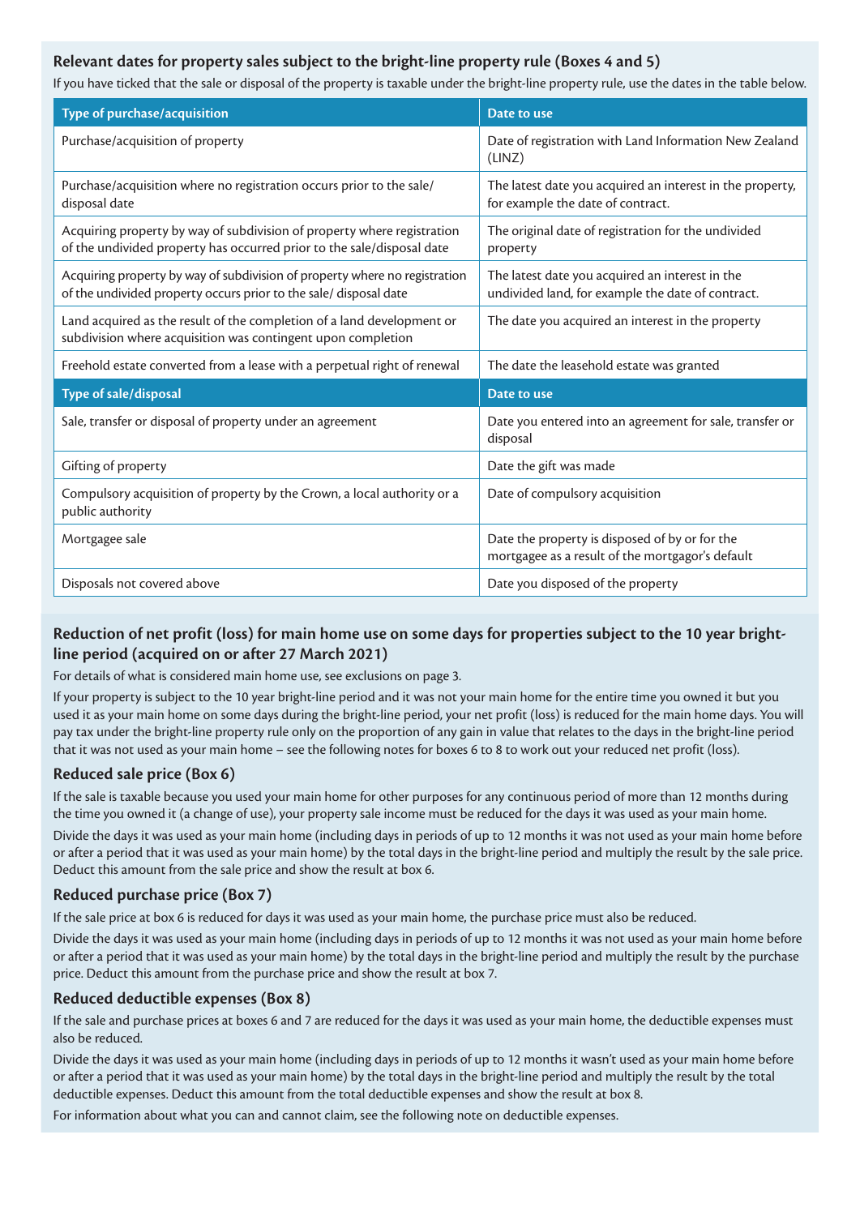### Relevant dates for property sales subject to the bright-line property rule (Boxes 4 and 5)

If you have ticked that the sale or disposal of the property is taxable under the bright-line property rule, use the dates in the table below.

| Type of purchase/acquisition | Date to use |
|---|---|
| Purchase/acquisition of property | Date of registration with Land Information New Zealand (LINZ) |
| Purchase/acquisition where no registration occurs prior to the sale/ disposal date | The latest date you acquired an interest in the property, for example the date of contract. |
| Acquiring property by way of subdivision of property where registration of the undivided property has occurred prior to the sale/disposal date | The original date of registration for the undivided property |
| Acquiring property by way of subdivision of property where no registration of the undivided property occurs prior to the sale/ disposal date | The latest date you acquired an interest in the undivided land, for example the date of contract. |
| Land acquired as the result of the completion of a land development or subdivision where acquisition was contingent upon completion | The date you acquired an interest in the property |
| Freehold estate converted from a lease with a perpetual right of renewal | The date the leasehold estate was granted |
| **Type of sale/disposal** | **Date to use** |
| Sale, transfer or disposal of property under an agreement | Date you entered into an agreement for sale, transfer or disposal |
| Gifting of property | Date the gift was made |
| Compulsory acquisition of property by the Crown, a local authority or a public authority | Date of compulsory acquisition |
| Mortgagee sale | Date the property is disposed of by or for the mortgagee as a result of the mortgagor's default |
| Disposals not covered above | Date you disposed of the property |

### Reduction of net profit (loss) for main home use on some days for properties subject to the 10 year bright-line period (acquired on or after 27 March 2021)

For details of what is considered main home use, see exclusions on page 3.

If your property is subject to the 10 year bright-line period and it was not your main home for the entire time you owned it but you used it as your main home on some days during the bright-line period, your net profit (loss) is reduced for the main home days. You will pay tax under the bright-line property rule only on the proportion of any gain in value that relates to the days in the bright-line period that it was not used as your main home – see the following notes for boxes 6 to 8 to work out your reduced net profit (loss).

### Reduced sale price (Box 6)

If the sale is taxable because you used your main home for other purposes for any continuous period of more than 12 months during the time you owned it (a change of use), your property sale income must be reduced for the days it was used as your main home.

Divide the days it was used as your main home (including days in periods of up to 12 months it was not used as your main home before or after a period that it was used as your main home) by the total days in the bright-line period and multiply the result by the sale price. Deduct this amount from the sale price and show the result at box 6.

### Reduced purchase price (Box 7)

If the sale price at box 6 is reduced for days it was used as your main home, the purchase price must also be reduced.

Divide the days it was used as your main home (including days in periods of up to 12 months it was not used as your main home before or after a period that it was used as your main home) by the total days in the bright-line period and multiply the result by the purchase price. Deduct this amount from the purchase price and show the result at box 7.

### Reduced deductible expenses (Box 8)

If the sale and purchase prices at boxes 6 and 7 are reduced for the days it was used as your main home, the deductible expenses must also be reduced.

Divide the days it was used as your main home (including days in periods of up to 12 months it wasn't used as your main home before or after a period that it was used as your main home) by the total days in the bright-line period and multiply the result by the total deductible expenses. Deduct this amount from the total deductible expenses and show the result at box 8.

For information about what you can and cannot claim, see the following note on deductible expenses.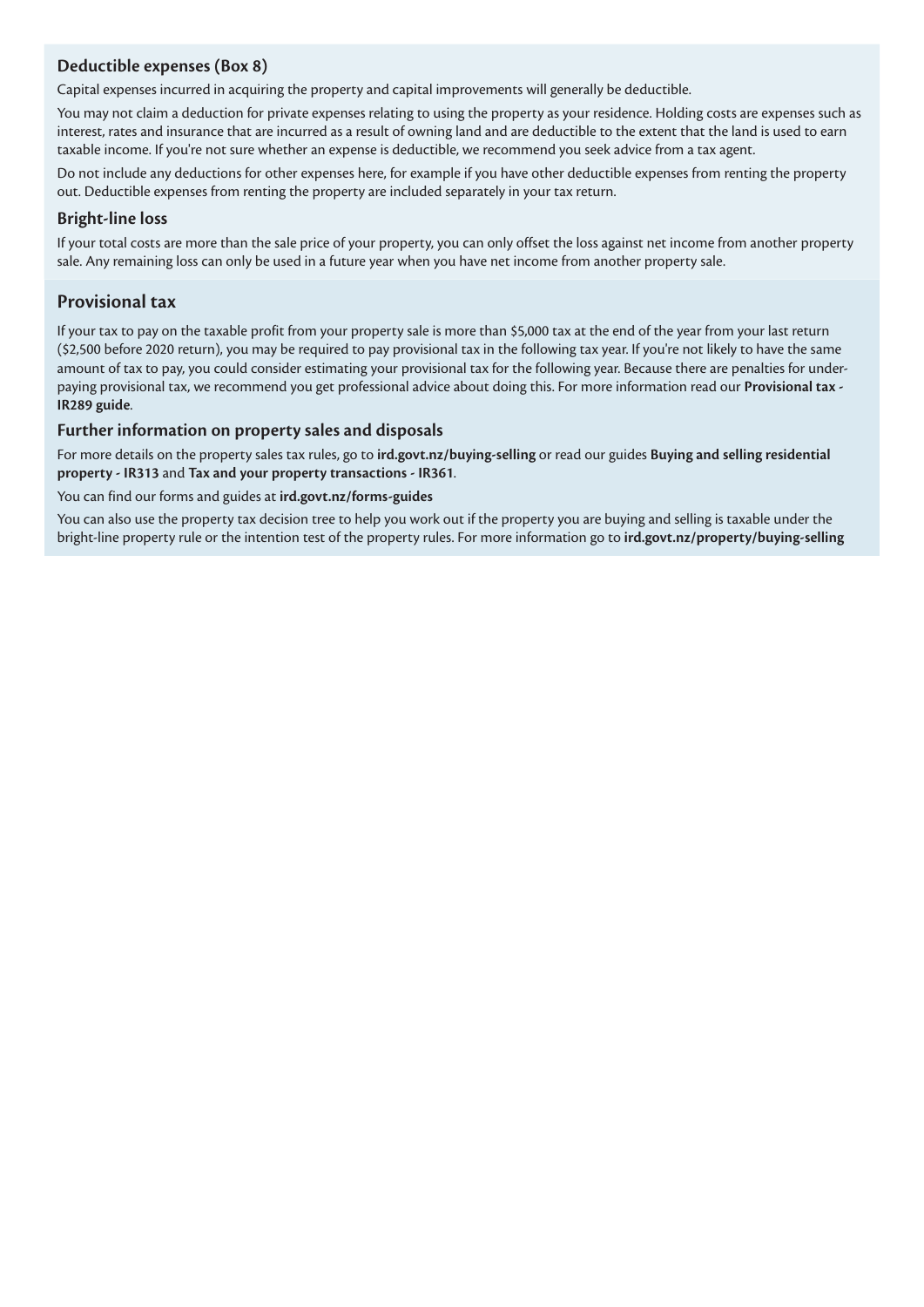### Deductible expenses (Box 8)

Capital expenses incurred in acquiring the property and capital improvements will generally be deductible.

You may not claim a deduction for private expenses relating to using the property as your residence. Holding costs are expenses such as interest, rates and insurance that are incurred as a result of owning land and are deductible to the extent that the land is used to earn taxable income. If you're not sure whether an expense is deductible, we recommend you seek advice from a tax agent.

Do not include any deductions for other expenses here, for example if you have other deductible expenses from renting the property out. Deductible expenses from renting the property are included separately in your tax return.

### Bright-line loss

If your total costs are more than the sale price of your property, you can only offset the loss against net income from another property sale. Any remaining loss can only be used in a future year when you have net income from another property sale.

## Provisional tax

If your tax to pay on the taxable profit from your property sale is more than $5,000 tax at the end of the year from your last return ($2,500 before 2020 return), you may be required to pay provisional tax in the following tax year. If you're not likely to have the same amount of tax to pay, you could consider estimating your provisional tax for the following year. Because there are penalties for under-paying provisional tax, we recommend you get professional advice about doing this. For more information read our **Provisional tax - IR289 guide**.

### Further information on property sales and disposals

For more details on the property sales tax rules, go to **ird.govt.nz/buying-selling** or read our guides **Buying and selling residential property - IR313** and **Tax and your property transactions - IR361**.

You can find our forms and guides at **ird.govt.nz/forms-guides**

You can also use the property tax decision tree to help you work out if the property you are buying and selling is taxable under the bright-line property rule or the intention test of the property rules. For more information go to **ird.govt.nz/property/buying-selling**